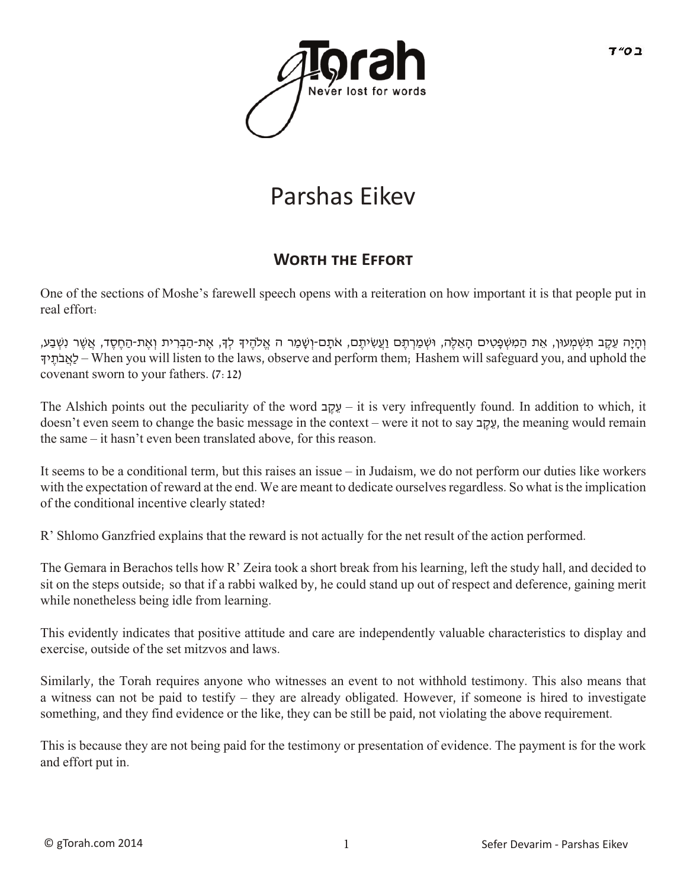# Parshas Eikev

## Worth the Effort

One of the sections of Moshe's farewell speech opens with a reiteration on how important it is that people put in real effort:

וְהָיָה עֵקֶב תִּשְׁמְעוּן, אֵת הַמִּשְׁפָּטִים הָאֵלֶּה, וּשְׁמַרְתֶּם וַעֲשִׂיתֶם, אֹתָם-וְשָׁמַר ה אֱלֹהֶיךָ לְךָ, אֶת-הַבְּרִית וְאֶת-הַחֶסֶד, אֲשֶׁר נִשְׁבַּע, לַאֲבֹתֶיךָ – When you will listen to the laws, observe and perform them; Hashem will safeguard you, and uphold the covenant sworn to your fathers. (7:12)

The Alshich points out the peculiarity of the word עֵקֶב – it is very infrequently found. In addition to which, it doesn't even seem to change the basic message in the context – were it not to say עֵקֶב, the meaning would remain the same – it hasn't even been translated above, for this reason.

It seems to be a conditional term, but this raises an issue – in Judaism, we do not perform our duties like workers with the expectation of reward at the end. We are meant to dedicate ourselves regardless. So what is the implication of the conditional incentive clearly stated?

R' Shlomo Ganzfried explains that the reward is not actually for the net result of the action performed.

The Gemara in Berachos tells how R' Zeira took a short break from his learning, left the study hall, and decided to sit on the steps outside; so that if a rabbi walked by, he could stand up out of respect and deference, gaining merit while nonetheless being idle from learning.

This evidently indicates that positive attitude and care are independently valuable characteristics to display and exercise, outside of the set mitzvos and laws.

Similarly, the Torah requires anyone who witnesses an event to not withhold testimony. This also means that a witness can not be paid to testify – they are already obligated. However, if someone is hired to investigate something, and they find evidence or the like, they can be still be paid, not violating the above requirement.

This is because they are not being paid for the testimony or presentation of evidence. The payment is for the work and effort put in.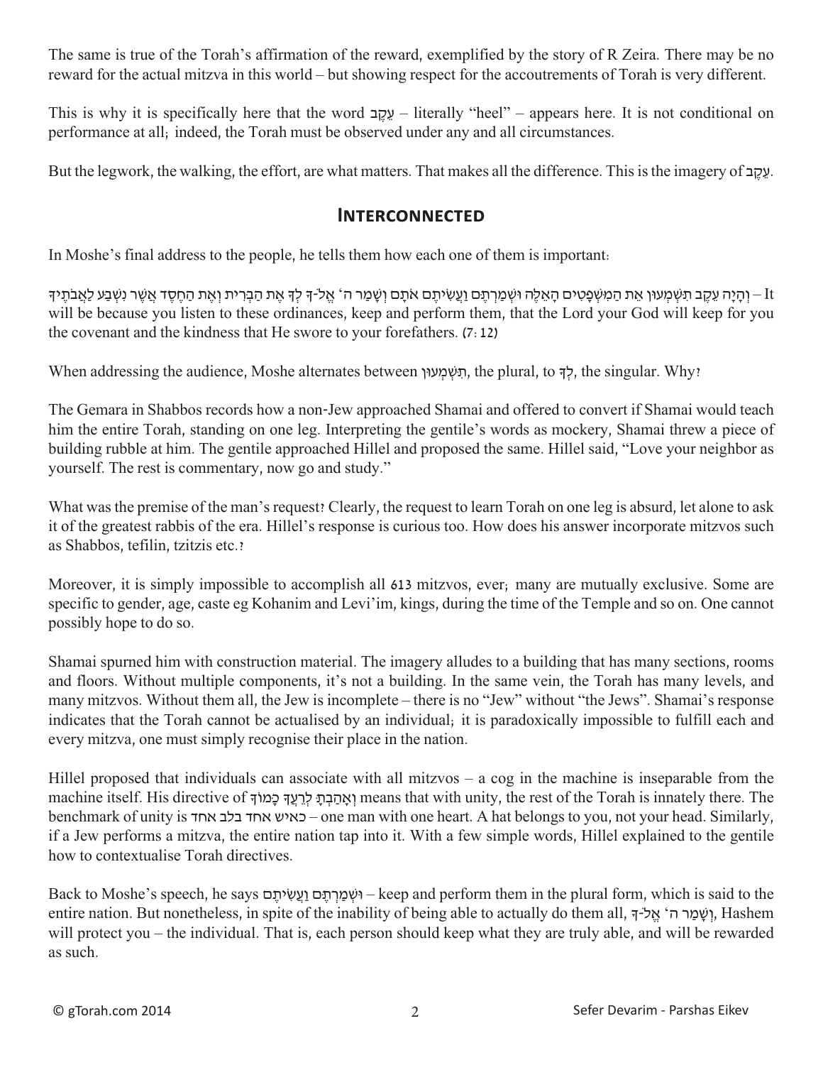The same is true of the Torah's affirmation of the reward, exemplified by the story of R Zeira. There may be no reward for the actual mitzva in this world – but showing respect for the accoutrements of Torah is very different.

This is why it is specifically here that the word עֵקֶב – literally "heel" – appears here. It is not conditional on performance at all; indeed, the Torah must be observed under any and all circumstances.

But the legwork, the walking, the effort, are what matters. That makes all the difference. This is the imagery of עֵקֶב.

## Interconnected

In Moshe's final address to the people, he tells them how each one of them is important:

וְהָיָה עֵקֶב תִּשְׁמְעוּן אֵת הַמִּשְׁפָּטִים הָאֵלֶּה וּשְׁמַרְתֶּם וַעֲשִׂיתֶם אֹתָם וְשָׁמַר ה' אֱלֹ-ךָ לְךָ אֶת הַבְּרִית וְאֶת הַחֶסֶד אֲשֶׁר נִשְׁבַּע לַאֲבֹתֶיךָ – It will be because you listen to these ordinances, keep and perform them, that the Lord your God will keep for you the covenant and the kindness that He swore to your forefathers. (7:12)

When addressing the audience, Moshe alternates between תִּשְׁמְעוּן, the plural, to לְךָ, the singular. Why?

The Gemara in Shabbos records how a non-Jew approached Shamai and offered to convert if Shamai would teach him the entire Torah, standing on one leg. Interpreting the gentile's words as mockery, Shamai threw a piece of building rubble at him. The gentile approached Hillel and proposed the same. Hillel said, "Love your neighbor as yourself. The rest is commentary, now go and study."

What was the premise of the man's request? Clearly, the request to learn Torah on one leg is absurd, let alone to ask it of the greatest rabbis of the era. Hillel's response is curious too. How does his answer incorporate mitzvos such as Shabbos, tefilin, tzitzis etc.?

Moreover, it is simply impossible to accomplish all 613 mitzvos, ever; many are mutually exclusive. Some are specific to gender, age, caste eg Kohanim and Levi'im, kings, during the time of the Temple and so on. One cannot possibly hope to do so.

Shamai spurned him with construction material. The imagery alludes to a building that has many sections, rooms and floors. Without multiple components, it's not a building. In the same vein, the Torah has many levels, and many mitzvos. Without them all, the Jew is incomplete – there is no "Jew" without "the Jews". Shamai's response indicates that the Torah cannot be actualised by an individual; it is paradoxically impossible to fulfill each and every mitzva, one must simply recognise their place in the nation.

Hillel proposed that individuals can associate with all mitzvos – a cog in the machine is inseparable from the machine itself. His directive of וְאָהַבְתָּ לְרֵעֲךָ כָּמוֹךָ means that with unity, the rest of the Torah is innately there. The benchmark of unity is כאיש אחד בלב אחד – one man with one heart. A hat belongs to you, not your head. Similarly, if a Jew performs a mitzva, the entire nation tap into it. With a few simple words, Hillel explained to the gentile how to contextualise Torah directives.

Back to Moshe's speech, he says וּשְׁמַרְתֶּם וַעֲשִׂיתֶם – keep and perform them in the plural form, which is said to the entire nation. But nonetheless, in spite of the inability of being able to actually do them all, וְשָׁמַר ה' אֱלֹ-ךָ, Hashem will protect you – the individual. That is, each person should keep what they are truly able, and will be rewarded as such.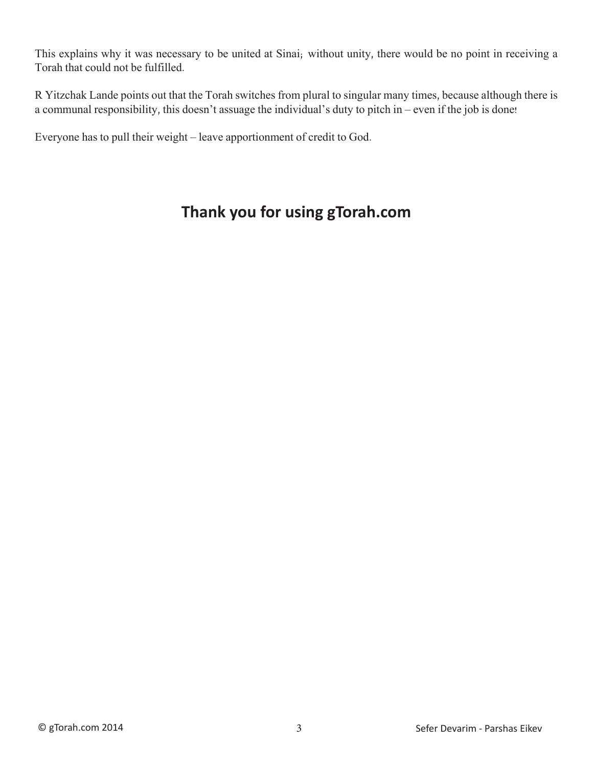This explains why it was necessary to be united at Sinai; without unity, there would be no point in receiving a Torah that could not be fulfilled.

R Yitzchak Lande points out that the Torah switches from plural to singular many times, because although there is a communal responsibility, this doesn't assuage the individual's duty to pitch in – even if the job is done!

Everyone has to pull their weight – leave apportionment of credit to God.

## Thank you for using gTorah.com